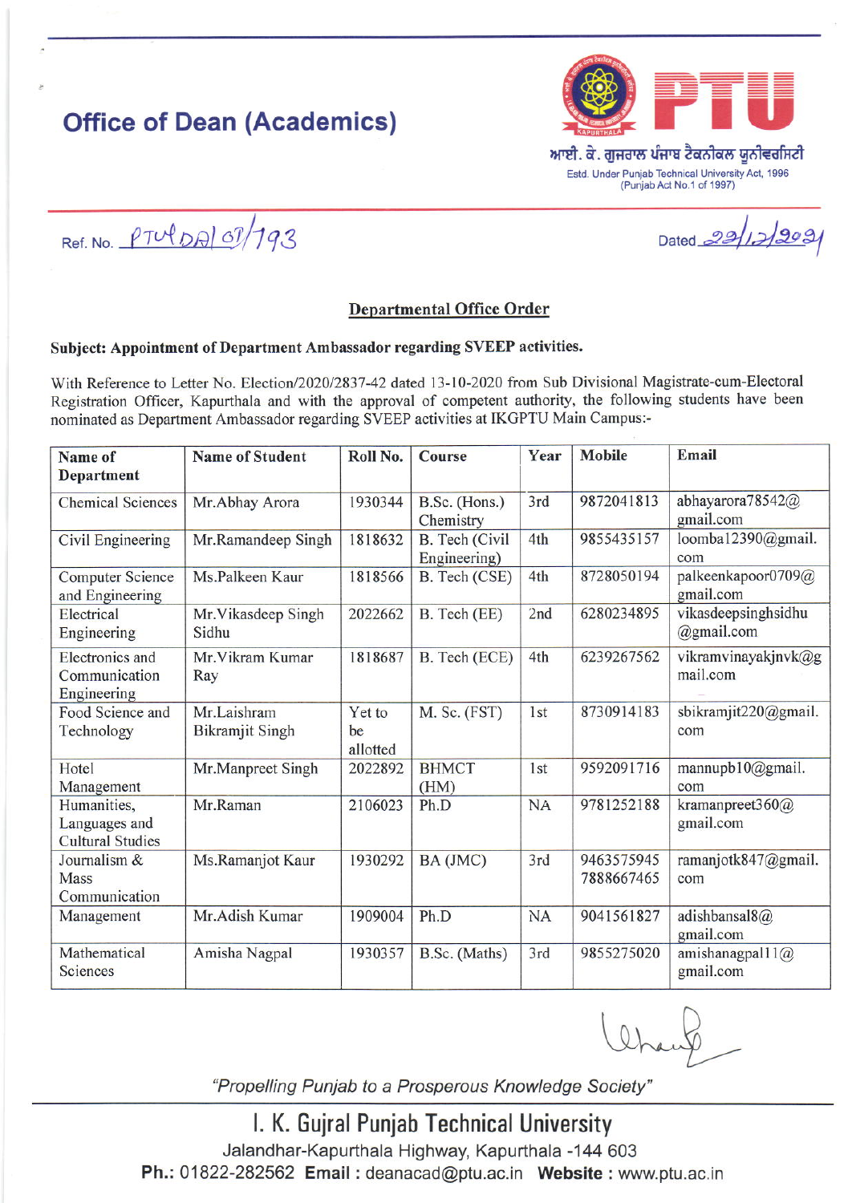# Office of Dean (Academics)

ਆਈ. ਕੇ. ਗੁਜਰਾਲ ਪੰਜਾਬ ਟੈਕਨੀਕਲ ਯੂਨੀਵਰਸਿਟੀ

Estd. Under Punjab Technical University Act, 1996
(Punjab Act No.1 of 1997)

Ref. No. PTU/DA/07/793

Dated 22/12/2021

## Departmental Office Order

**Subject: Appointment of Department Ambassador regarding SVEEP activities.**

With Reference to Letter No. Election/2020/2837-42 dated 13-10-2020 from Sub Divisional Magistrate-cum-Electoral Registration Officer, Kapurthala and with the approval of competent authority, the following students have been nominated as Department Ambassador regarding SVEEP activities at IKGPTU Main Campus:-

| Name of Department | Name of Student | Roll No. | Course | Year | Mobile | Email |
|---|---|---|---|---|---|---|
| Chemical Sciences | Mr.Abhay Arora | 1930344 | B.Sc. (Hons.) Chemistry | 3rd | 9872041813 | abhayarora78542@gmail.com |
| Civil Engineering | Mr.Ramandeep Singh | 1818632 | B. Tech (Civil Engineering) | 4th | 9855435157 | loomba12390@gmail.com |
| Computer Science and Engineering | Ms.Palkeen Kaur | 1818566 | B. Tech (CSE) | 4th | 8728050194 | palkeenkapoor0709@gmail.com |
| Electrical Engineering | Mr.Vikasdeep Singh Sidhu | 2022662 | B. Tech (EE) | 2nd | 6280234895 | vikasdeepsinghsidhu@gmail.com |
| Electronics and Communication Engineering | Mr.Vikram Kumar Ray | 1818687 | B. Tech (ECE) | 4th | 6239267562 | vikramvinayakjnvk@gmail.com |
| Food Science and Technology | Mr.Laishram Bikramjit Singh | Yet to be allotted | M. Sc. (FST) | 1st | 8730914183 | sbikramjit220@gmail.com |
| Hotel Management | Mr.Manpreet Singh | 2022892 | BHMCT (HM) | 1st | 9592091716 | mannupb10@gmail.com |
| Humanities, Languages and Cultural Studies | Mr.Raman | 2106023 | Ph.D | NA | 9781252188 | kramanpreet360@gmail.com |
| Journalism & Mass Communication | Ms.Ramanjot Kaur | 1930292 | BA (JMC) | 3rd | 9463575945 7888667465 | ramanjotk847@gmail.com |
| Management | Mr.Adish Kumar | 1909004 | Ph.D | NA | 9041561827 | adishbansal8@gmail.com |
| Mathematical Sciences | Amisha Nagpal | 1930357 | B.Sc. (Maths) | 3rd | 9855275020 | amishanagpal11@gmail.com |

*"Propelling Punjab to a Prosperous Knowledge Society"*

**I. K. Gujral Punjab Technical University**
Jalandhar-Kapurthala Highway, Kapurthala -144 603
**Ph.:** 01822-282562 **Email :** deanacad@ptu.ac.in **Website :** www.ptu.ac.in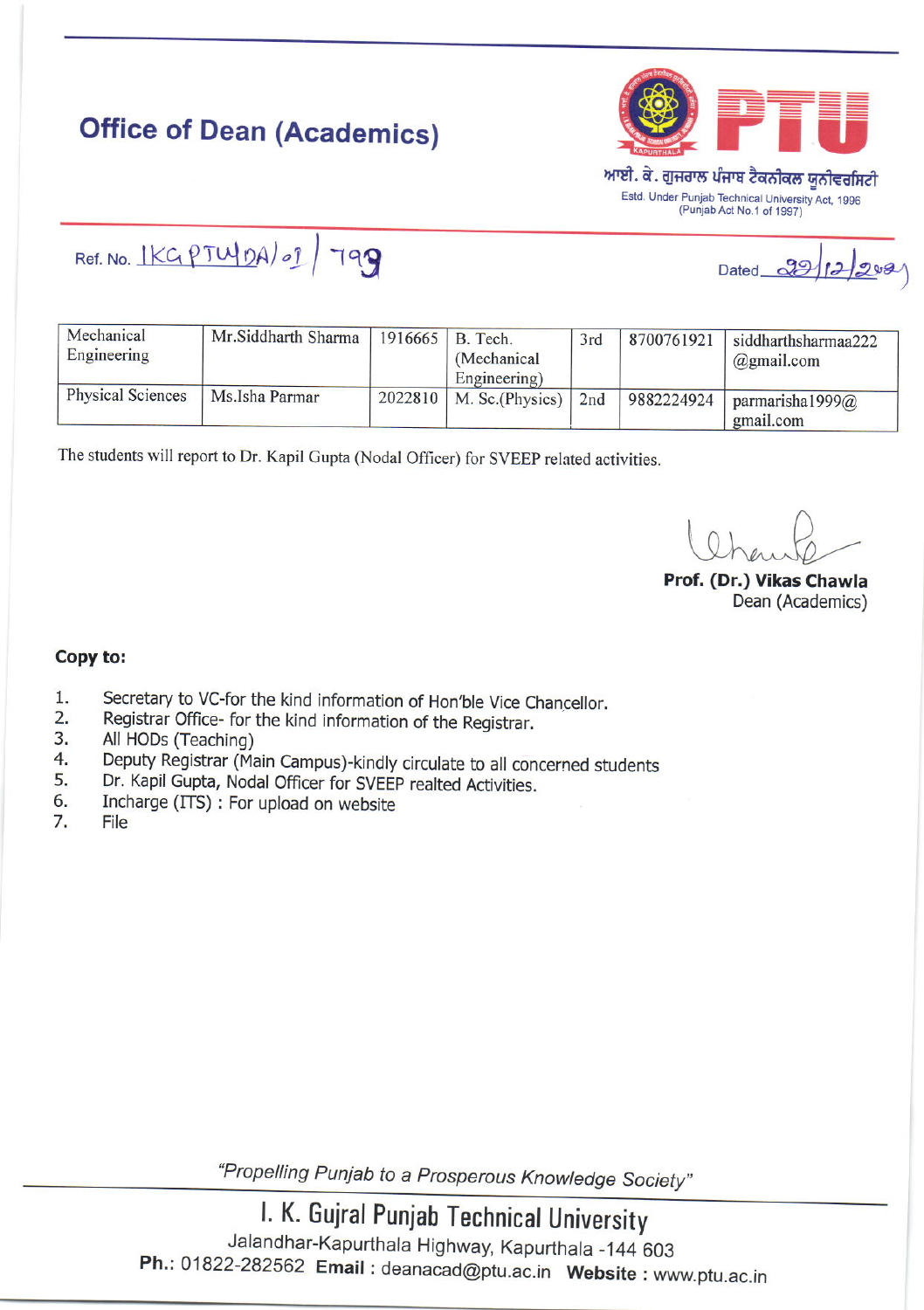# Office of Den (Academics)

ਆਈ. ਕੇ. ਗੁਜਰਾਲ ਪੰਜਾਬ ਟੈਕਨੀਕਲ ਯੂਨੀਵਰਸਿਟੀ

Estd. Under Punjab Technical University Act, 1996 (Punjab Act No.1 of 1997)

Ref. No. IKGPTU/DA/01/799

Dated 22/12/2021

| | | | | | | |
|---|---|---|---|---|---|---|
| Mechanical Engineering | Mr.Siddharth Sharma | 1916665 | B. Tech. (Mechanical Engineering) | 3rd | 8700761921 | siddharthsharmaa222@gmail.com |
| Physical Sciences | Ms.Isha Parmar | 2022810 | M. Sc.(Physics) | 2nd | 9882224924 | parmarisha1999@gmail.com |

The students will report to Dr. Kapil Gupta (Nodal Officer) for SVEEP related activities.

**Prof. (Dr.) Vikas Chawla**
Dean (Academics)

**Copy to:**

1. Secretary to VC-for the kind information of Hon'ble Vice Chancellor.
2. Registrar Office- for the kind information of the Registrar.
3. All HODs (Teaching)
4. Deputy Registrar (Main Campus)-kindly circulate to all concerned students
5. Dr. Kapil Gupta, Nodal Officer for SVEEP realted Activities.
6. Incharge (ITS) : For upload on website
7. File

*"Propelling Punjab to a Prosperous Knowledge Society"*

I. K. Gujral Punjab Technical University
Jalandhar-Kapurthala Highway, Kapurthala -144 603
**Ph.:** 01822-282562 **Email :** deanacad@ptu.ac.in **Website :** www.ptu.ac.in